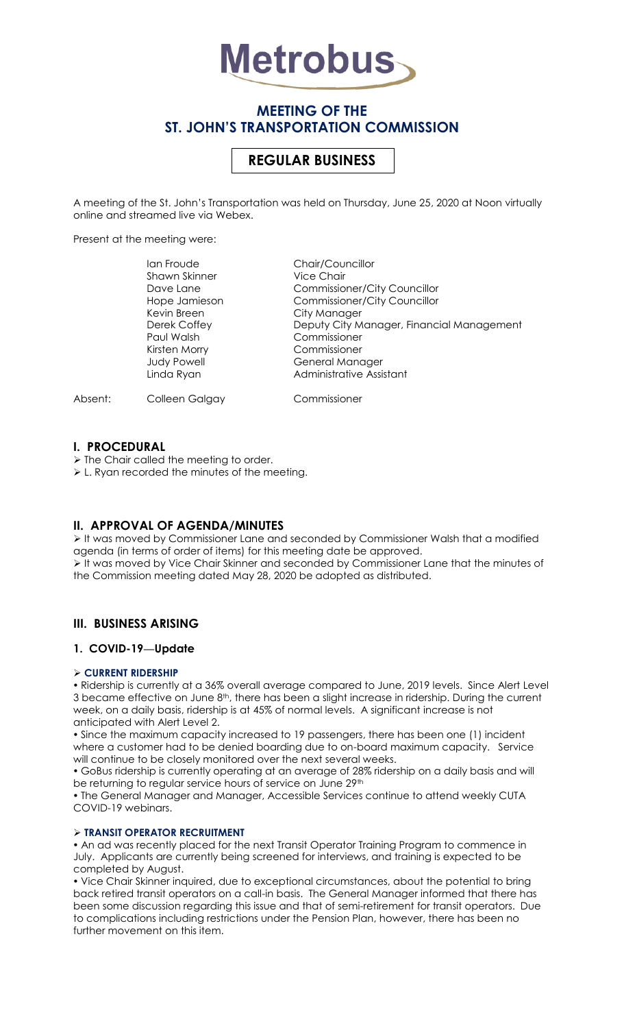# Metrobus

## MEETING OF THE ST. JOHN'S TRANSPORTATION COMMISSION

## REGULAR BUSINESS

A meeting of the St. John's Transportation was held on Thursday, June 25, 2020 at Noon virtually online and streamed live via Webex.

Present at the meeting were:

| | |
|---|---|
| Ian Froude | Chair/Councillor |
| Shawn Skinner | Vice Chair |
| Dave Lane | Commissioner/City Councillor |
| Hope Jamieson | Commissioner/City Councillor |
| Kevin Breen | City Manager |
| Derek Coffey | Deputy City Manager, Financial Management |
| Paul Walsh | Commissioner |
| Kirsten Morry | Commissioner |
| Judy Powell | General Manager |
| Linda Ryan | Administrative Assistant |

Absent: Colleen Galgay Commissioner

## I. PROCEDURAL

- The Chair called the meeting to order.
- L. Ryan recorded the minutes of the meeting.

## II. APPROVAL OF AGENDA/MINUTES

- It was moved by Commissioner Lane and seconded by Commissioner Walsh that a modified agenda (in terms of order of items) for this meeting date be approved.
- It was moved by Vice Chair Skinner and seconded by Commissioner Lane that the minutes of the Commission meeting dated May 28, 2020 be adopted as distributed.

## III. BUSINESS ARISING

### 1. COVID-19—Update

- **CURRENT RIDERSHIP**

• Ridership is currently at a 36% overall average compared to June, 2019 levels. Since Alert Level 3 became effective on June 8th, there has been a slight increase in ridership. During the current week, on a daily basis, ridership is at 45% of normal levels. A significant increase is not anticipated with Alert Level 2.

• Since the maximum capacity increased to 19 passengers, there has been one (1) incident where a customer had to be denied boarding due to on-board maximum capacity. Service will continue to be closely monitored over the next several weeks.

• GoBus ridership is currently operating at an average of 28% ridership on a daily basis and will be returning to regular service hours of service on June 29th

• The General Manager and Manager, Accessible Services continue to attend weekly CUTA COVID-19 webinars.

- **TRANSIT OPERATOR RECRUITMENT**

• An ad was recently placed for the next Transit Operator Training Program to commence in July. Applicants are currently being screened for interviews, and training is expected to be completed by August.

• Vice Chair Skinner inquired, due to exceptional circumstances, about the potential to bring back retired transit operators on a call-in basis. The General Manager informed that there has been some discussion regarding this issue and that of semi-retirement for transit operators. Due to complications including restrictions under the Pension Plan, however, there has been no further movement on this item.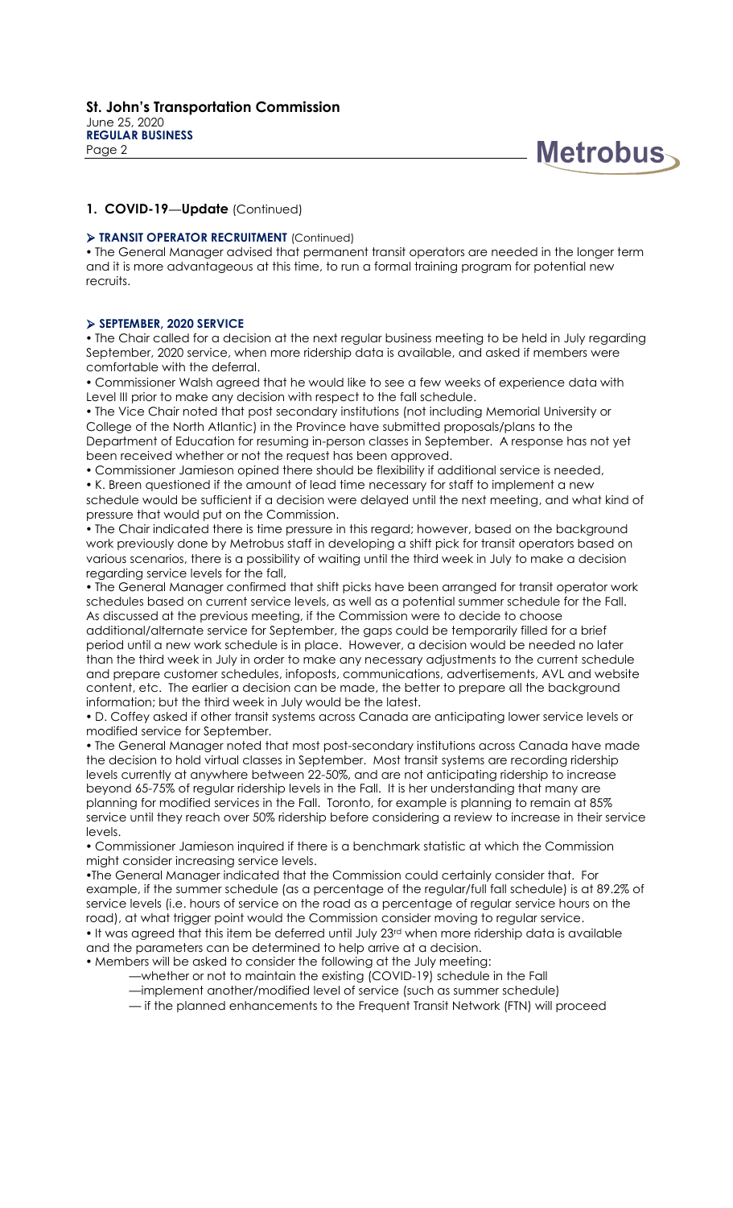## 1. COVID-19—Update (Continued)

### ➢ TRANSIT OPERATOR RECRUITMENT (Continued)

• The General Manager advised that permanent transit operators are needed in the longer term and it is more advantageous at this time, to run a formal training program for potential new recruits.

### ➢ SEPTEMBER, 2020 SERVICE

• The Chair called for a decision at the next regular business meeting to be held in July regarding September, 2020 service, when more ridership data is available, and asked if members were comfortable with the deferral.

• Commissioner Walsh agreed that he would like to see a few weeks of experience data with Level III prior to make any decision with respect to the fall schedule.

• The Vice Chair noted that post secondary institutions (not including Memorial University or College of the North Atlantic) in the Province have submitted proposals/plans to the Department of Education for resuming in-person classes in September. A response has not yet been received whether or not the request has been approved.

• Commissioner Jamieson opined there should be flexibility if additional service is needed,

• K. Breen questioned if the amount of lead time necessary for staff to implement a new schedule would be sufficient if a decision were delayed until the next meeting, and what kind of pressure that would put on the Commission.

• The Chair indicated there is time pressure in this regard; however, based on the background work previously done by Metrobus staff in developing a shift pick for transit operators based on various scenarios, there is a possibility of waiting until the third week in July to make a decision regarding service levels for the fall,

• The General Manager confirmed that shift picks have been arranged for transit operator work schedules based on current service levels, as well as a potential summer schedule for the Fall. As discussed at the previous meeting, if the Commission were to decide to choose additional/alternate service for September, the gaps could be temporarily filled for a brief period until a new work schedule is in place. However, a decision would be needed no later than the third week in July in order to make any necessary adjustments to the current schedule and prepare customer schedules, infoposts, communications, advertisements, AVL and website content, etc. The earlier a decision can be made, the better to prepare all the background information; but the third week in July would be the latest.

• D. Coffey asked if other transit systems across Canada are anticipating lower service levels or modified service for September.

• The General Manager noted that most post-secondary institutions across Canada have made the decision to hold virtual classes in September. Most transit systems are recording ridership levels currently at anywhere between 22-50%, and are not anticipating ridership to increase beyond 65-75% of regular ridership levels in the Fall. It is her understanding that many are planning for modified services in the Fall. Toronto, for example is planning to remain at 85% service until they reach over 50% ridership before considering a review to increase in their service levels.

• Commissioner Jamieson inquired if there is a benchmark statistic at which the Commission might consider increasing service levels.

•The General Manager indicated that the Commission could certainly consider that. For example, if the summer schedule (as a percentage of the regular/full fall schedule) is at 89.2% of service levels (i.e. hours of service on the road as a percentage of regular service hours on the road), at what trigger point would the Commission consider moving to regular service.

• It was agreed that this item be deferred until July 23rd when more ridership data is available and the parameters can be determined to help arrive at a decision.

• Members will be asked to consider the following at the July meeting:

  —whether or not to maintain the existing (COVID-19) schedule in the Fall

  —implement another/modified level of service (such as summer schedule)

  — if the planned enhancements to the Frequent Transit Network (FTN) will proceed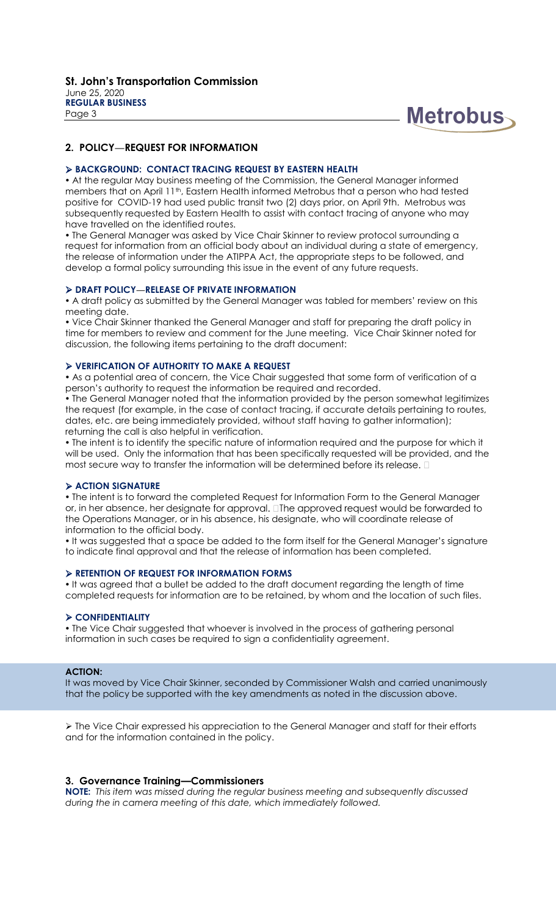## 2. POLICY—REQUEST FOR INFORMATION

### ➢ BACKGROUND: CONTACT TRACING REQUEST BY EASTERN HEALTH

• At the regular May business meeting of the Commission, the General Manager informed members that on April 11th, Eastern Health informed Metrobus that a person who had tested positive for COVID-19 had used public transit two (2) days prior, on April 9th. Metrobus was subsequently requested by Eastern Health to assist with contact tracing of anyone who may have travelled on the identified routes.

• The General Manager was asked by Vice Chair Skinner to review protocol surrounding a request for information from an official body about an individual during a state of emergency, the release of information under the ATIPPA Act, the appropriate steps to be followed, and develop a formal policy surrounding this issue in the event of any future requests.

### ➢ DRAFT POLICY—RELEASE OF PRIVATE INFORMATION

• A draft policy as submitted by the General Manager was tabled for members' review on this meeting date.

• Vice Chair Skinner thanked the General Manager and staff for preparing the draft policy in time for members to review and comment for the June meeting. Vice Chair Skinner noted for discussion, the following items pertaining to the draft document:

### ➢ VERIFICATION OF AUTHORITY TO MAKE A REQUEST

• As a potential area of concern, the Vice Chair suggested that some form of verification of a person's authority to request the information be required and recorded.

• The General Manager noted that the information provided by the person somewhat legitimizes the request (for example, in the case of contact tracing, if accurate details pertaining to routes, dates, etc. are being immediately provided, without staff having to gather information); returning the call is also helpful in verification.

• The intent is to identify the specific nature of information required and the purpose for which it will be used. Only the information that has been specifically requested will be provided, and the most secure way to transfer the information will be determined before its release.

### ➢ ACTION SIGNATURE

• The intent is to forward the completed Request for Information Form to the General Manager or, in her absence, her designate for approval. The approved request would be forwarded to the Operations Manager, or in his absence, his designate, who will coordinate release of information to the official body.

• It was suggested that a space be added to the form itself for the General Manager's signature to indicate final approval and that the release of information has been completed.

### ➢ RETENTION OF REQUEST FOR INFORMATION FORMS

• It was agreed that a bullet be added to the draft document regarding the length of time completed requests for information are to be retained, by whom and the location of such files.

### ➢ CONFIDENTIALITY

• The Vice Chair suggested that whoever is involved in the process of gathering personal information in such cases be required to sign a confidentiality agreement.

**ACTION:**

It was moved by Vice Chair Skinner, seconded by Commissioner Walsh and carried unanimously that the policy be supported with the key amendments as noted in the discussion above.

➢ The Vice Chair expressed his appreciation to the General Manager and staff for their efforts and for the information contained in the policy.

## 3. Governance Training—Commissioners

**NOTE:** *This item was missed during the regular business meeting and subsequently discussed during the in camera meeting of this date, which immediately followed.*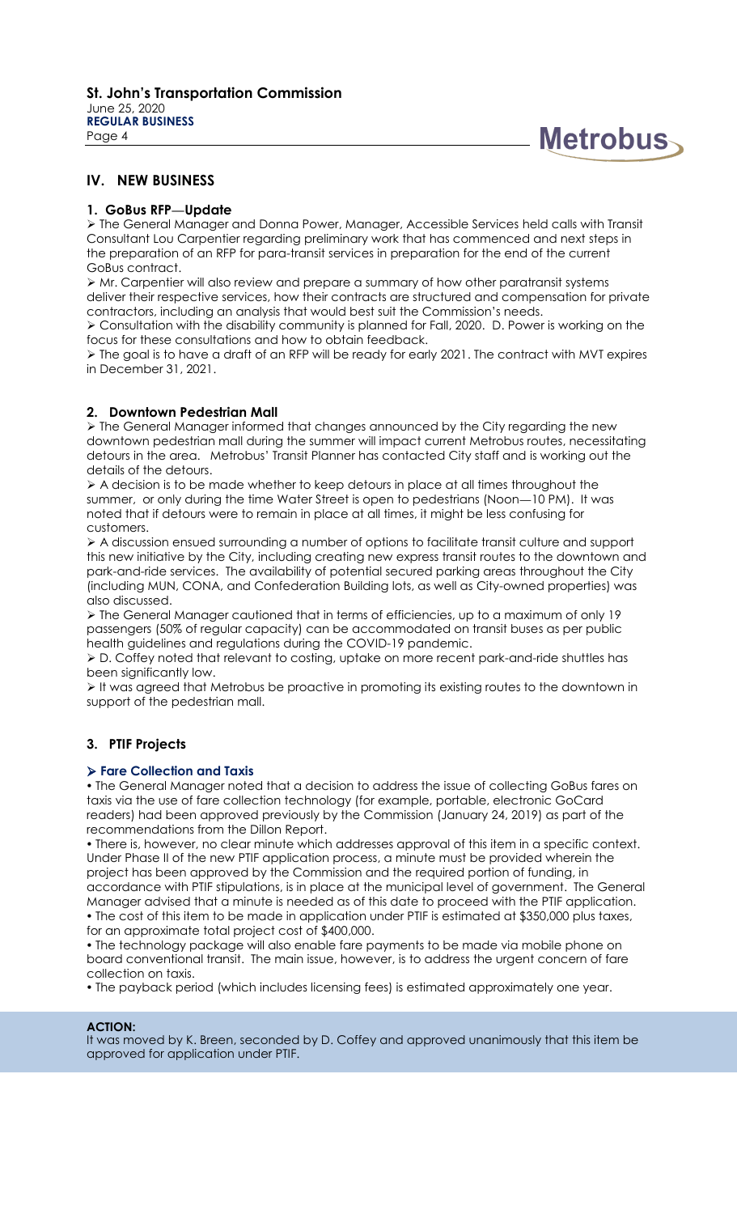## IV. NEW BUSINESS

### 1. GoBus RFP—Update

- The General Manager and Donna Power, Manager, Accessible Services held calls with Transit Consultant Lou Carpentier regarding preliminary work that has commenced and next steps in the preparation of an RFP for para-transit services in preparation for the end of the current GoBus contract.
- Mr. Carpentier will also review and prepare a summary of how other paratransit systems deliver their respective services, how their contracts are structured and compensation for private contractors, including an analysis that would best suit the Commission's needs.
- Consultation with the disability community is planned for Fall, 2020. D. Power is working on the focus for these consultations and how to obtain feedback.
- The goal is to have a draft of an RFP will be ready for early 2021. The contract with MVT expires in December 31, 2021.

### 2. Downtown Pedestrian Mall

- The General Manager informed that changes announced by the City regarding the new downtown pedestrian mall during the summer will impact current Metrobus routes, necessitating detours in the area. Metrobus' Transit Planner has contacted City staff and is working out the details of the detours.
- A decision is to be made whether to keep detours in place at all times throughout the summer, or only during the time Water Street is open to pedestrians (Noon—10 PM). It was noted that if detours were to remain in place at all times, it might be less confusing for customers.
- A discussion ensued surrounding a number of options to facilitate transit culture and support this new initiative by the City, including creating new express transit routes to the downtown and park-and-ride services. The availability of potential secured parking areas throughout the City (including MUN, CONA, and Confederation Building lots, as well as City-owned properties) was also discussed.
- The General Manager cautioned that in terms of efficiencies, up to a maximum of only 19 passengers (50% of regular capacity) can be accommodated on transit buses as per public health guidelines and regulations during the COVID-19 pandemic.
- D. Coffey noted that relevant to costing, uptake on more recent park-and-ride shuttles has been significantly low.
- It was agreed that Metrobus be proactive in promoting its existing routes to the downtown in support of the pedestrian mall.

### 3. PTIF Projects

#### Fare Collection and Taxis

- The General Manager noted that a decision to address the issue of collecting GoBus fares on taxis via the use of fare collection technology (for example, portable, electronic GoCard readers) had been approved previously by the Commission (January 24, 2019) as part of the recommendations from the Dillon Report.
- There is, however, no clear minute which addresses approval of this item in a specific context. Under Phase II of the new PTIF application process, a minute must be provided wherein the project has been approved by the Commission and the required portion of funding, in accordance with PTIF stipulations, is in place at the municipal level of government. The General Manager advised that a minute is needed as of this date to proceed with the PTIF application.
- The cost of this item to be made in application under PTIF is estimated at $350,000 plus taxes, for an approximate total project cost of $400,000.
- The technology package will also enable fare payments to be made via mobile phone on board conventional transit. The main issue, however, is to address the urgent concern of fare collection on taxis.
- The payback period (which includes licensing fees) is estimated approximately one year.

**ACTION:**
It was moved by K. Breen, seconded by D. Coffey and approved unanimously that this item be approved for application under PTIF.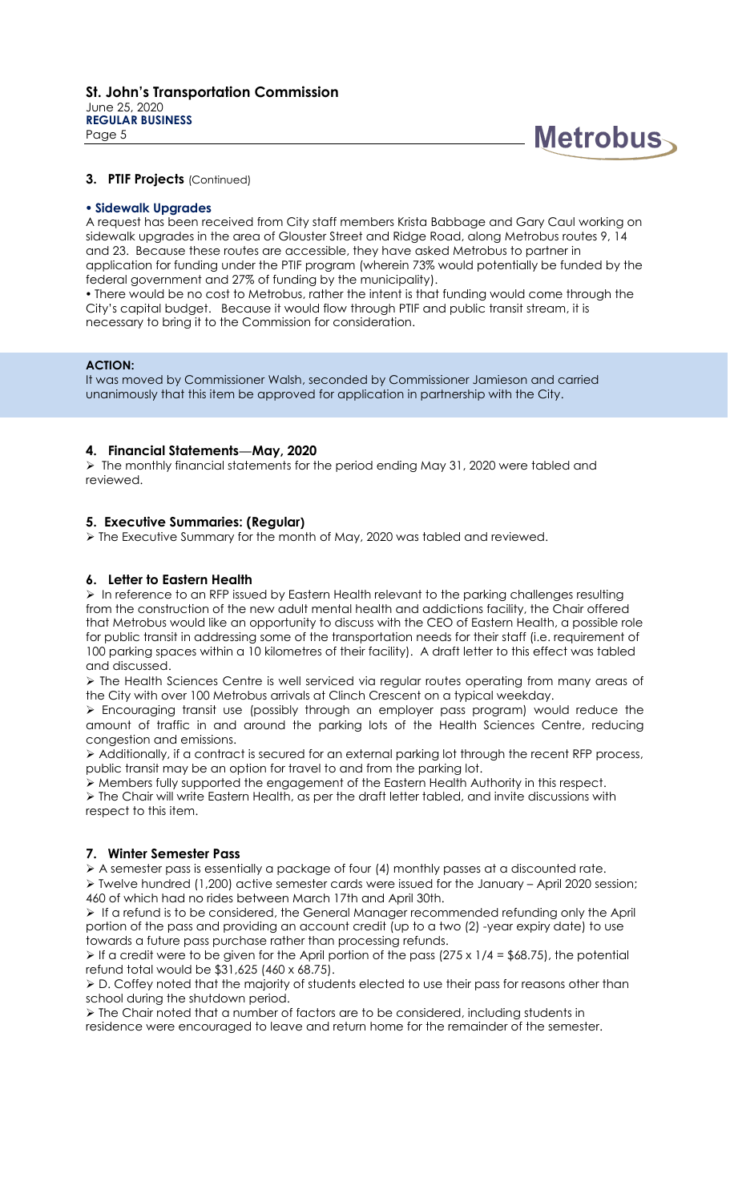## 3. PTIF Projects (Continued)

### • Sidewalk Upgrades

A request has been received from City staff members Krista Babbage and Gary Caul working on sidewalk upgrades in the area of Glouster Street and Ridge Road, along Metrobus routes 9, 14 and 23. Because these routes are accessible, they have asked Metrobus to partner in application for funding under the PTIF program (wherein 73% would potentially be funded by the federal government and 27% of funding by the municipality).

• There would be no cost to Metrobus, rather the intent is that funding would come through the City's capital budget. Because it would flow through PTIF and public transit stream, it is necessary to bring it to the Commission for consideration.

**ACTION:**
It was moved by Commissioner Walsh, seconded by Commissioner Jamieson and carried unanimously that this item be approved for application in partnership with the City.

## 4. Financial Statements—May, 2020

➢ The monthly financial statements for the period ending May 31, 2020 were tabled and reviewed.

## 5. Executive Summaries: (Regular)

➢ The Executive Summary for the month of May, 2020 was tabled and reviewed.

## 6. Letter to Eastern Health

➢ In reference to an RFP issued by Eastern Health relevant to the parking challenges resulting from the construction of the new adult mental health and addictions facility, the Chair offered that Metrobus would like an opportunity to discuss with the CEO of Eastern Health, a possible role for public transit in addressing some of the transportation needs for their staff (i.e. requirement of 100 parking spaces within a 10 kilometres of their facility). A draft letter to this effect was tabled and discussed.

➢ The Health Sciences Centre is well serviced via regular routes operating from many areas of the City with over 100 Metrobus arrivals at Clinch Crescent on a typical weekday.

➢ Encouraging transit use (possibly through an employer pass program) would reduce the amount of traffic in and around the parking lots of the Health Sciences Centre, reducing congestion and emissions.

➢ Additionally, if a contract is secured for an external parking lot through the recent RFP process, public transit may be an option for travel to and from the parking lot.

➢ Members fully supported the engagement of the Eastern Health Authority in this respect.

➢ The Chair will write Eastern Health, as per the draft letter tabled, and invite discussions with respect to this item.

## 7. Winter Semester Pass

➢ A semester pass is essentially a package of four (4) monthly passes at a discounted rate.

➢ Twelve hundred (1,200) active semester cards were issued for the January – April 2020 session; 460 of which had no rides between March 17th and April 30th.

➢ If a refund is to be considered, the General Manager recommended refunding only the April portion of the pass and providing an account credit (up to a two (2) -year expiry date) to use towards a future pass purchase rather than processing refunds.

➢ If a credit were to be given for the April portion of the pass (275 x 1/4 = $68.75), the potential refund total would be $31,625 (460 x 68.75).

➢ D. Coffey noted that the majority of students elected to use their pass for reasons other than school during the shutdown period.

➢ The Chair noted that a number of factors are to be considered, including students in residence were encouraged to leave and return home for the remainder of the semester.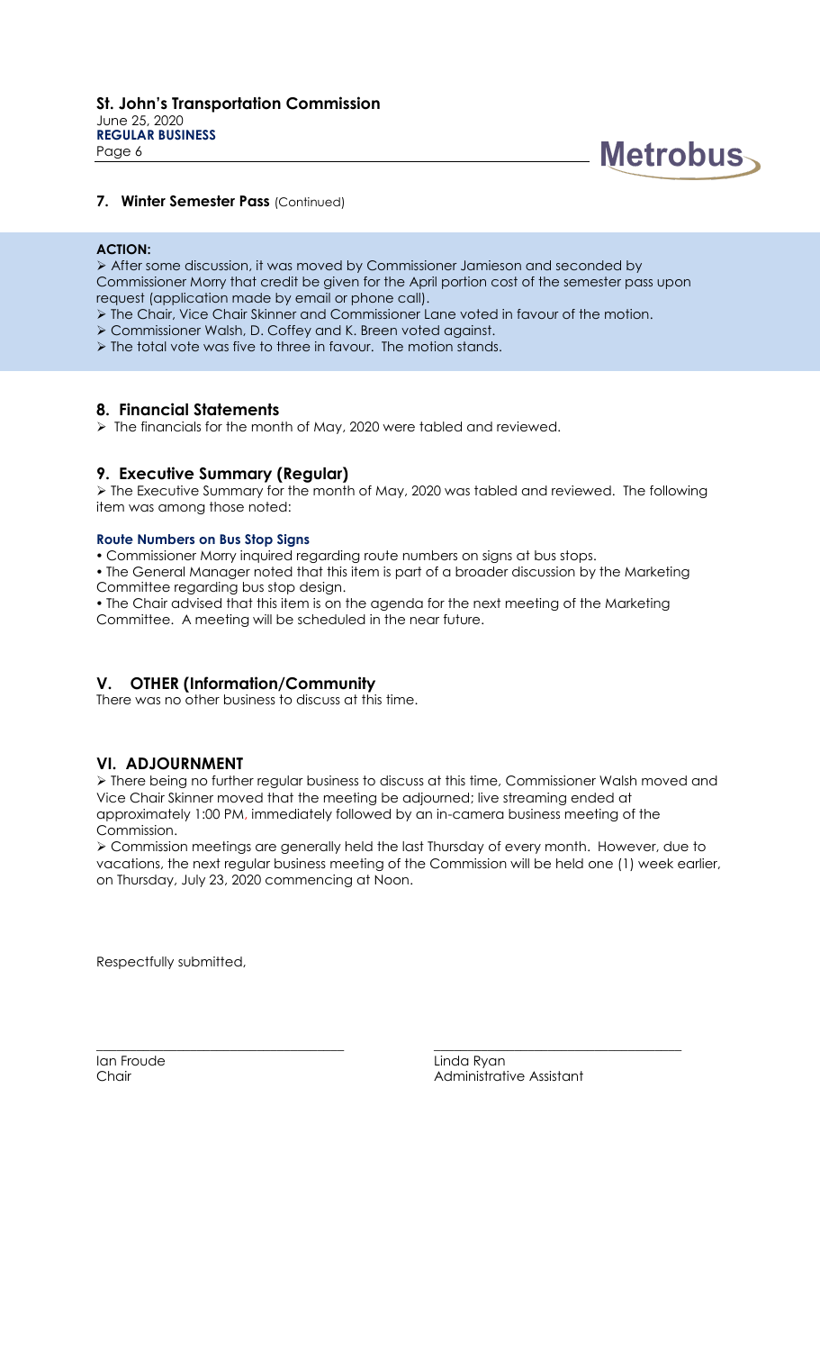**7. Winter Semester Pass** (Continued)

**ACTION:**

➢ After some discussion, it was moved by Commissioner Jamieson and seconded by Commissioner Morry that credit be given for the April portion cost of the semester pass upon request (application made by email or phone call).

➢ The Chair, Vice Chair Skinner and Commissioner Lane voted in favour of the motion.

➢ Commissioner Walsh, D. Coffey and K. Breen voted against.

➢ The total vote was five to three in favour. The motion stands.

## 8. Financial Statements

➢ The financials for the month of May, 2020 were tabled and reviewed.

## 9. Executive Summary (Regular)

➢ The Executive Summary for the month of May, 2020 was tabled and reviewed. The following item was among those noted:

**Route Numbers on Bus Stop Signs**

- Commissioner Morry inquired regarding route numbers on signs at bus stops.
- The General Manager noted that this item is part of a broader discussion by the Marketing Committee regarding bus stop design.
- The Chair advised that this item is on the agenda for the next meeting of the Marketing Committee. A meeting will be scheduled in the near future.

## V. OTHER (Information/Community

There was no other business to discuss at this time.

## VI. ADJOURNMENT

➢ There being no further regular business to discuss at this time, Commissioner Walsh moved and Vice Chair Skinner moved that the meeting be adjourned; live streaming ended at approximately 1:00 PM, immediately followed by an in-camera business meeting of the Commission.

➢ Commission meetings are generally held the last Thursday of every month. However, due to vacations, the next regular business meeting of the Commission will be held one (1) week earlier, on Thursday, July 23, 2020 commencing at Noon.

Respectfully submitted,

| | |
|---|---|
| \_\_\_\_\_\_\_\_\_\_\_\_\_\_\_\_\_\_\_\_\_\_\_\_\_\_\_\_ | \_\_\_\_\_\_\_\_\_\_\_\_\_\_\_\_\_\_\_\_\_\_\_\_\_\_\_\_ |
| Ian Froude | Linda Ryan |
| Chair | Administrative Assistant |